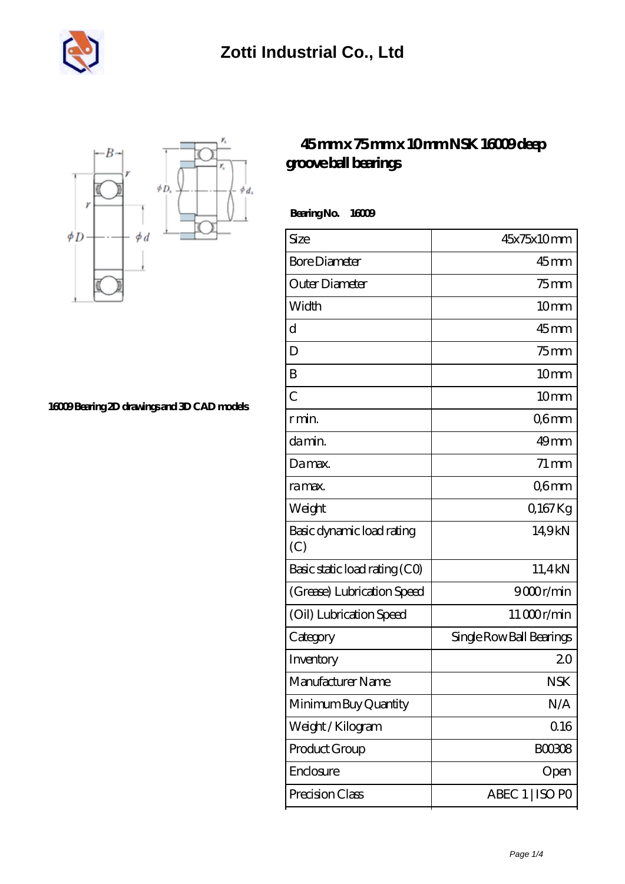# Zotti Industrial Co., Ltd

16009 Bearing 2D drawings and 3D CAD models

## 45 mm x 75 mm x 10 mm NSK 16009 deep groove ball bearings

**Bearing No. 16009**

| Size | 45x75x10 mm |
|---|---|
| Bore Diameter | 45 mm |
| Outer Diameter | 75 mm |
| Width | 10 mm |
| d | 45 mm |
| D | 75 mm |
| B | 10 mm |
| C | 10 mm |
| r min. | 0,6 mm |
| da min. | 49 mm |
| Da max. | 71 mm |
| ra max. | 0,6 mm |
| Weight | 0,167 Kg |
| Basic dynamic load rating (C) | 14,9 kN |
| Basic static load rating (C0) | 11,4 kN |
| (Grease) Lubrication Speed | 9 000 r/min |
| (Oil) Lubrication Speed | 11 000 r/min |
| Category | Single Row Ball Bearings |
| Inventory | 2.0 |
| Manufacturer Name | NSK |
| Minimum Buy Quantity | N/A |
| Weight / Kilogram | 0.16 |
| Product Group | B00308 |
| Enclosure | Open |
| Precision Class | ABEC 1 \| ISO P0 |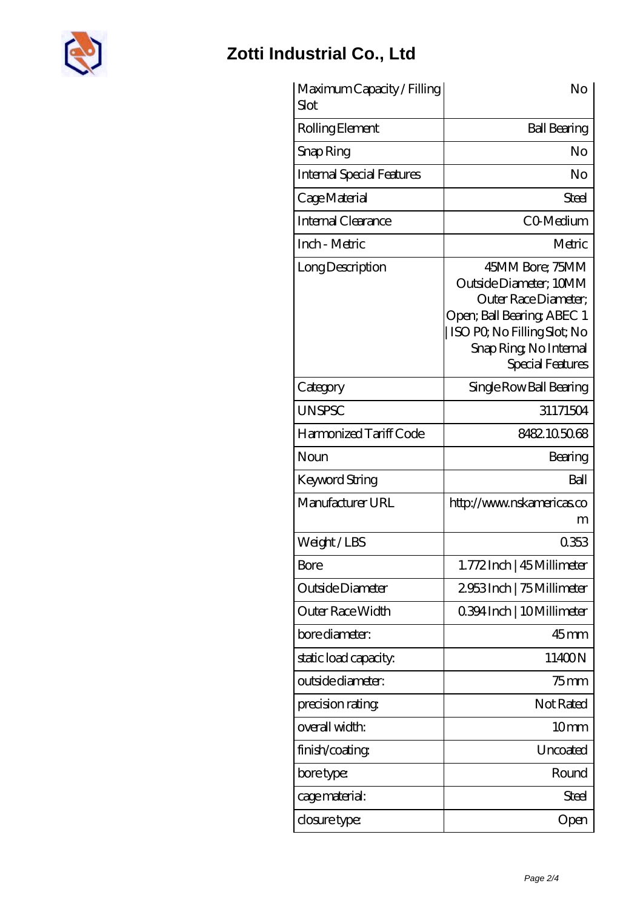| Maximum Capacity / Filling Slot | No |
| --- | --- |
| Rolling Element | Ball Bearing |
| Snap Ring | No |
| Internal Special Features | No |
| Cage Material | Steel |
| Internal Clearance | C0-Medium |
| Inch - Metric | Metric |
| Long Description | 45MM Bore; 75MM Outside Diameter; 10MM Outer Race Diameter; Open; Ball Bearing; ABEC 1 \| ISO P0; No Filling Slot; No Snap Ring; No Internal Special Features |
| Category | Single Row Ball Bearing |
| UNSPSC | 31171504 |
| Harmonized Tariff Code | 8482.10.50.68 |
| Noun | Bearing |
| Keyword String | Ball |
| Manufacturer URL | http://www.nskamericas.com |
| Weight / LBS | 0.353 |
| Bore | 1.772 Inch \| 45 Millimeter |
| Outside Diameter | 2.953 Inch \| 75 Millimeter |
| Outer Race Width | 0.394 Inch \| 10 Millimeter |
| bore diameter: | 45 mm |
| static load capacity: | 11400 N |
| outside diameter: | 75 mm |
| precision rating: | Not Rated |
| overall width: | 10 mm |
| finish/coating: | Uncoated |
| bore type: | Round |
| cage material: | Steel |
| closure type: | Open |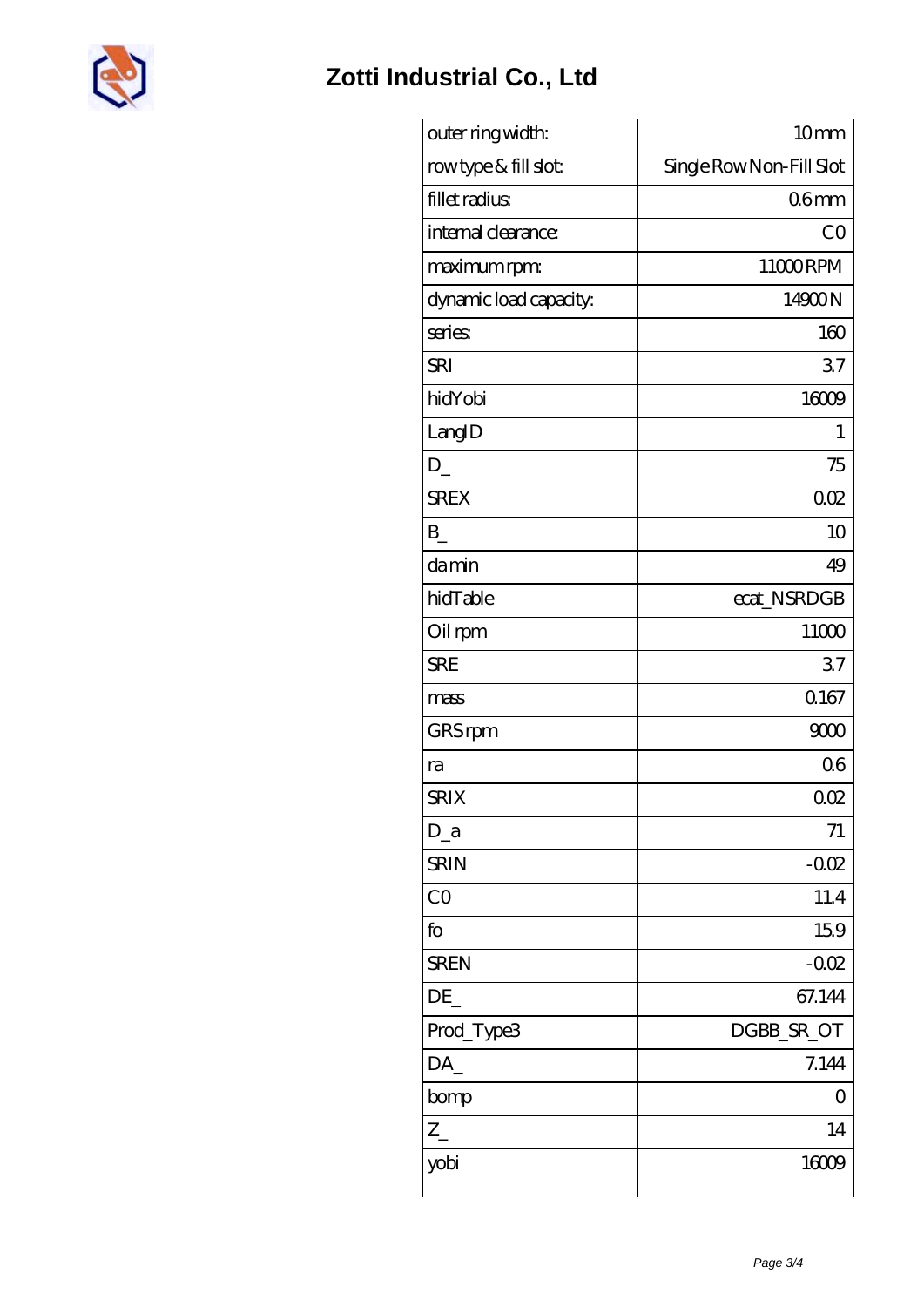# Zotti Industrial Co., Ltd

| | |
|---|---|
| outer ring width: | 10 mm |
| row type & fill slot: | Single Row Non-Fill Slot |
| fillet radius: | 0.6 mm |
| internal clearance: | C0 |
| maximum rpm: | 11000 RPM |
| dynamic load capacity: | 14900 N |
| series: | 160 |
| SRI | 3.7 |
| hidYobi | 16009 |
| LangID | 1 |
| D_ | 75 |
| SREX | 0.02 |
| B_ | 10 |
| da min | 49 |
| hidTable | ecat_NSRDGB |
| Oil rpm | 11000 |
| SRE | 3.7 |
| mass | 0.167 |
| GRS rpm | 9000 |
| ra | 0.6 |
| SRIX | 0.02 |
| D_a | 71 |
| SRIN | -0.02 |
| C0 | 11.4 |
| fo | 15.9 |
| SREN | -0.02 |
| DE_ | 67.144 |
| Prod_Type3 | DGBB_SR_OT |
| DA_ | 7.144 |
| bomp | 0 |
| Z_ | 14 |
| yobi | 16009 |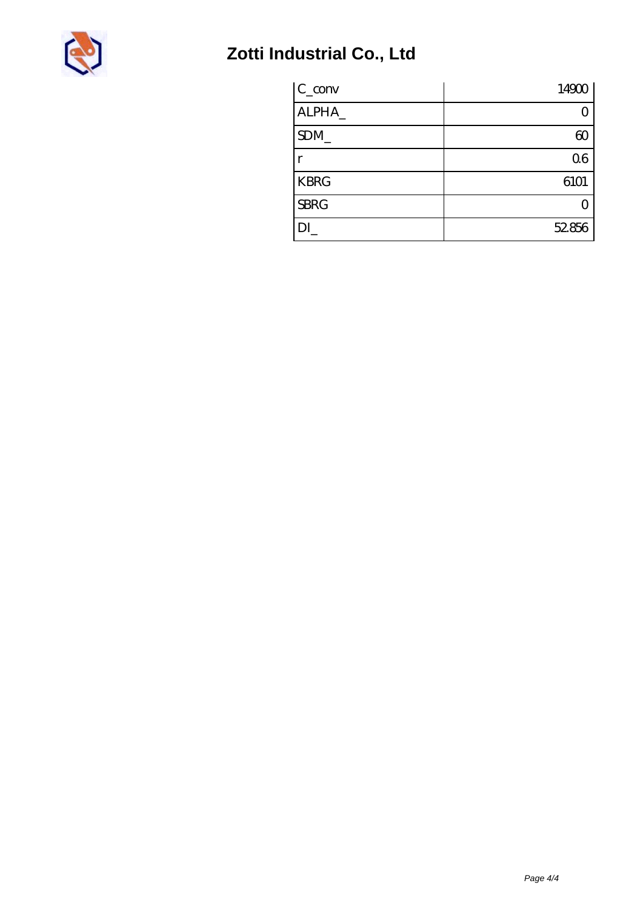| | |
|---|---|
| C_conv | 14900 |
| ALPHA_ | 0 |
| SDM_ | 60 |
| r | 0.6 |
| KBRG | 6101 |
| SBRG | 0 |
| DI_ | 52.856 |